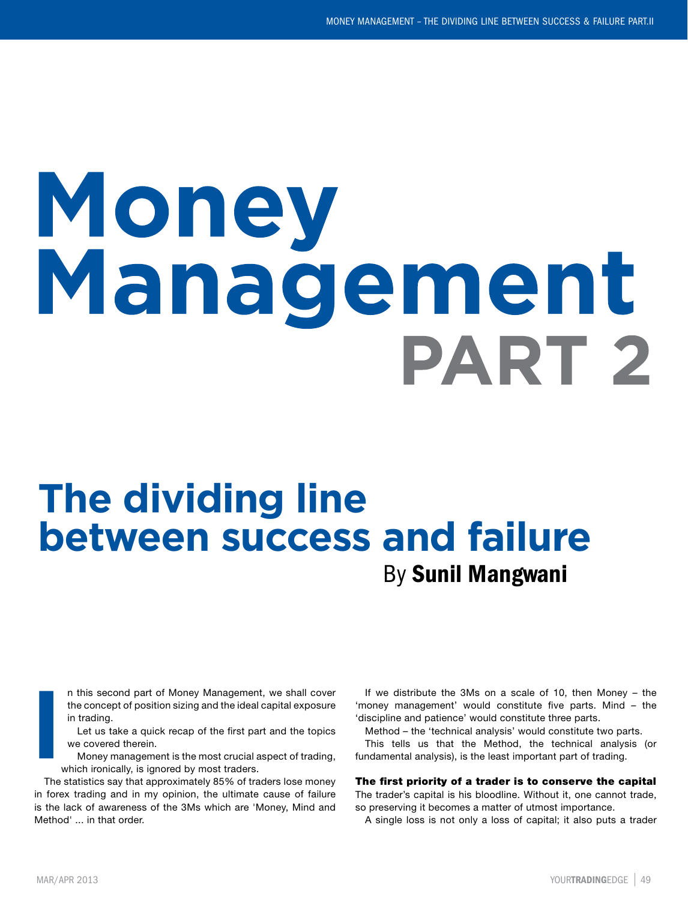# Money Management PART 2

## The dividing line between success and failure

By **Sunil Mangwani**

In this second part of Money Management, we shall cover the concept of position sizing and the ideal capital exposure in trading.

Let us take a quick recap of the first part and the topics we covered therein.

Money management is the most crucial aspect of trading, which ironically, is ignored by most traders.

The statistics say that approximately 85% of traders lose money in forex trading and in my opinion, the ultimate cause of failure is the lack of awareness of the 3Ms which are 'Money, Mind and Method' ... in that order.

If we distribute the 3Ms on a scale of 10, then Money – the 'money management' would constitute five parts. Mind – the 'discipline and patience' would constitute three parts.

Method – the 'technical analysis' would constitute two parts.

This tells us that the Method, the technical analysis (or fundamental analysis), is the least important part of trading.

**The first priority of a trader is to conserve the capital**

The trader's capital is his bloodline. Without it, one cannot trade, so preserving it becomes a matter of utmost importance.

A single loss is not only a loss of capital; it also puts a trader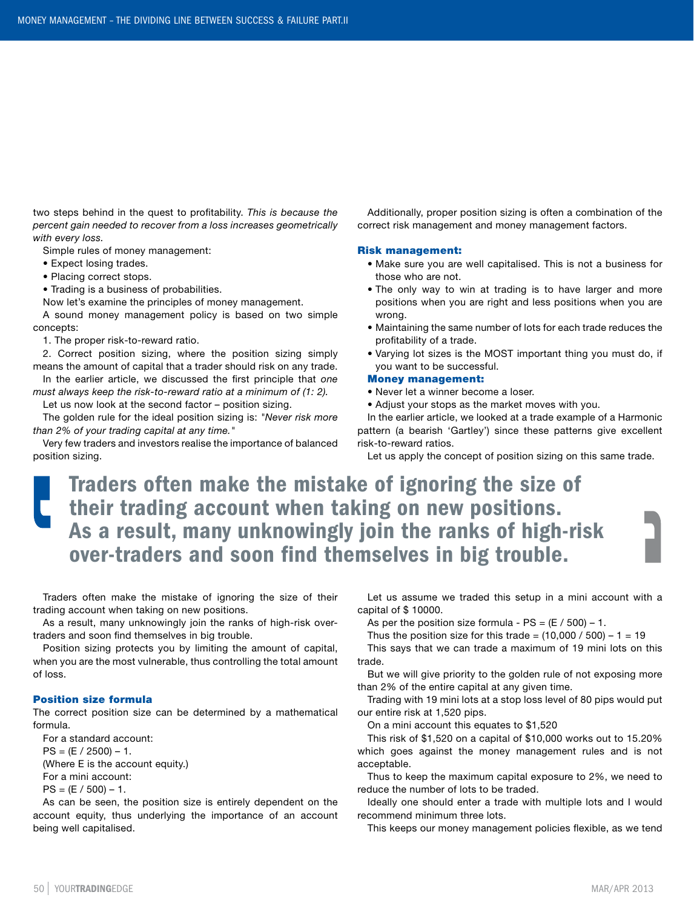two steps behind in the quest to profitability. *This is because the percent gain needed to recover from a loss increases geometrically with every loss.*

Simple rules of money management:

- Expect losing trades.
- Placing correct stops.
- Trading is a business of probabilities.

Now let's examine the principles of money management.

A sound money management policy is based on two simple concepts:

1. The proper risk-to-reward ratio.
2. Correct position sizing, where the position sizing simply means the amount of capital that a trader should risk on any trade.

In the earlier article, we discussed the first principle that *one must always keep the risk-to-reward ratio at a minimum of (1: 2).*

Let us now look at the second factor – position sizing.

The golden rule for the ideal position sizing is: "*Never risk more than 2% of your trading capital at any time.*"

Very few traders and investors realise the importance of balanced position sizing.

Additionally, proper position sizing is often a combination of the correct risk management and money management factors.

### Risk management:

- Make sure you are well capitalised. This is not a business for those who are not.
- The only way to win at trading is to have larger and more positions when you are right and less positions when you are wrong.
- Maintaining the same number of lots for each trade reduces the profitability of a trade.
- Varying lot sizes is the MOST important thing you must do, if you want to be successful.

### Money management:

- Never let a winner become a loser.
- Adjust your stops as the market moves with you.

In the earlier article, we looked at a trade example of a Harmonic pattern (a bearish 'Gartley') since these patterns give excellent risk-to-reward ratios.

Let us apply the concept of position sizing on this same trade.

> **Traders often make the mistake of ignoring the size of their trading account when taking on new positions. As a result, many unknowingly join the ranks of high-risk over-traders and soon find themselves in big trouble.**

Traders often make the mistake of ignoring the size of their trading account when taking on new positions.

As a result, many unknowingly join the ranks of high-risk over-traders and soon find themselves in big trouble.

Position sizing protects you by limiting the amount of capital, when you are the most vulnerable, thus controlling the total amount of loss.

### Position size formula

The correct position size can be determined by a mathematical formula.

For a standard account:

$PS = (E / 2500) - 1$.

(Where E is the account equity.)

For a mini account:

$PS = (E / 500) - 1$.

As can be seen, the position size is entirely dependent on the account equity, thus underlying the importance of an account being well capitalised.

Let us assume we traded this setup in a mini account with a capital of $ 10000.

As per the position size formula - $PS = (E / 500) - 1$.

Thus the position size for this trade = $(10{,}000 / 500) - 1 = 19$

This says that we can trade a maximum of 19 mini lots on this trade.

But we will give priority to the golden rule of not exposing more than 2% of the entire capital at any given time.

Trading with 19 mini lots at a stop loss level of 80 pips would put our entire risk at 1,520 pips.

On a mini account this equates to $1,520

This risk of $1,520 on a capital of $10,000 works out to 15.20% which goes against the money management rules and is not acceptable.

Thus to keep the maximum capital exposure to 2%, we need to reduce the number of lots to be traded.

Ideally one should enter a trade with multiple lots and I would recommend minimum three lots.

This keeps our money management policies flexible, as we tend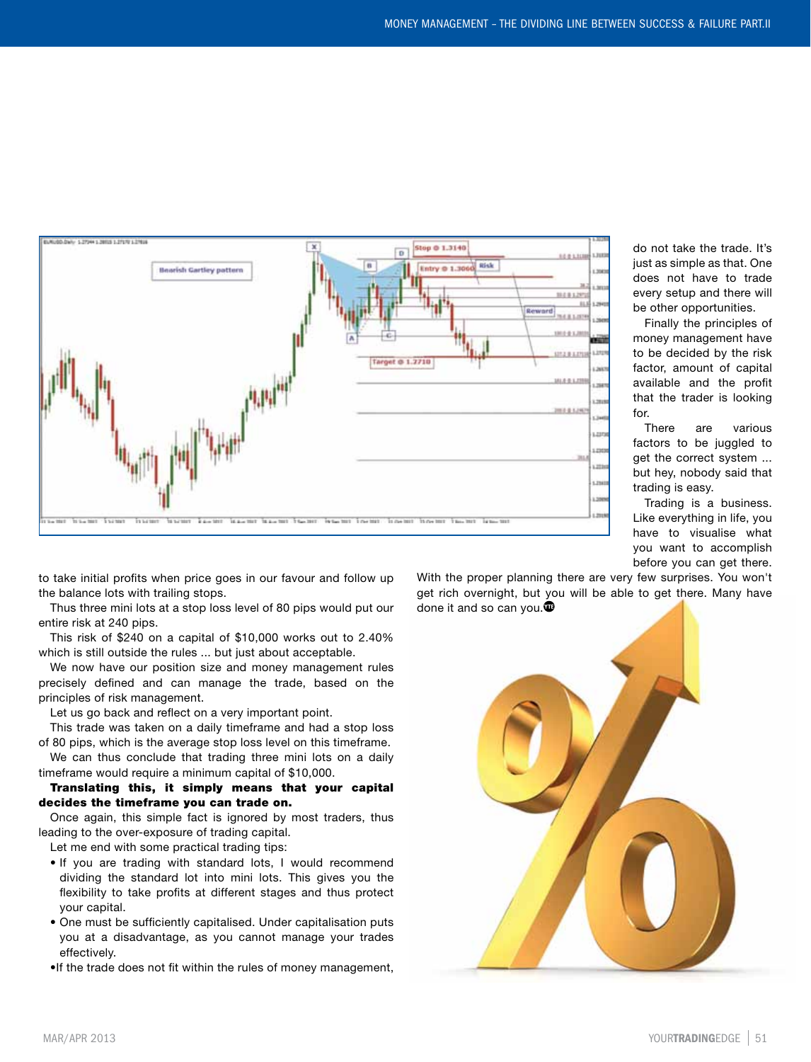Bearish Gartley pattern

Stop @ 1.3140

Entry @ 1.3060

Risk

Reward

Target @ 1.2710

X

A

B

C

D

do not take the trade. It's just as simple as that. One does not have to trade every setup and there will be other opportunities.

Finally the principles of money management have to be decided by the risk factor, amount of capital available and the profit that the trader is looking for.

There are various factors to be juggled to get the correct system ... but hey, nobody said that trading is easy.

Trading is a business. Like everything in life, you have to visualise what you want to accomplish before you can get there.

to take initial profits when price goes in our favour and follow up the balance lots with trailing stops.

Thus three mini lots at a stop loss level of 80 pips would put our entire risk at 240 pips.

This risk of $240 on a capital of $10,000 works out to 2.40% which is still outside the rules ... but just about acceptable.

We now have our position size and money management rules precisely defined and can manage the trade, based on the principles of risk management.

Let us go back and reflect on a very important point.

This trade was taken on a daily timeframe and had a stop loss of 80 pips, which is the average stop loss level on this timeframe.

We can thus conclude that trading three mini lots on a daily timeframe would require a minimum capital of $10,000.

**Translating this, it simply means that your capital decides the timeframe you can trade on.**

Once again, this simple fact is ignored by most traders, thus leading to the over-exposure of trading capital.

Let me end with some practical trading tips:

- If you are trading with standard lots, I would recommend dividing the standard lot into mini lots. This gives you the flexibility to take profits at different stages and thus protect your capital.
- One must be sufficiently capitalised. Under capitalisation puts you at a disadvantage, as you cannot manage your trades effectively.
- If the trade does not fit within the rules of money management,

With the proper planning there are very few surprises. You won't get rich overnight, but you will be able to get there. Many have done it and so can you.